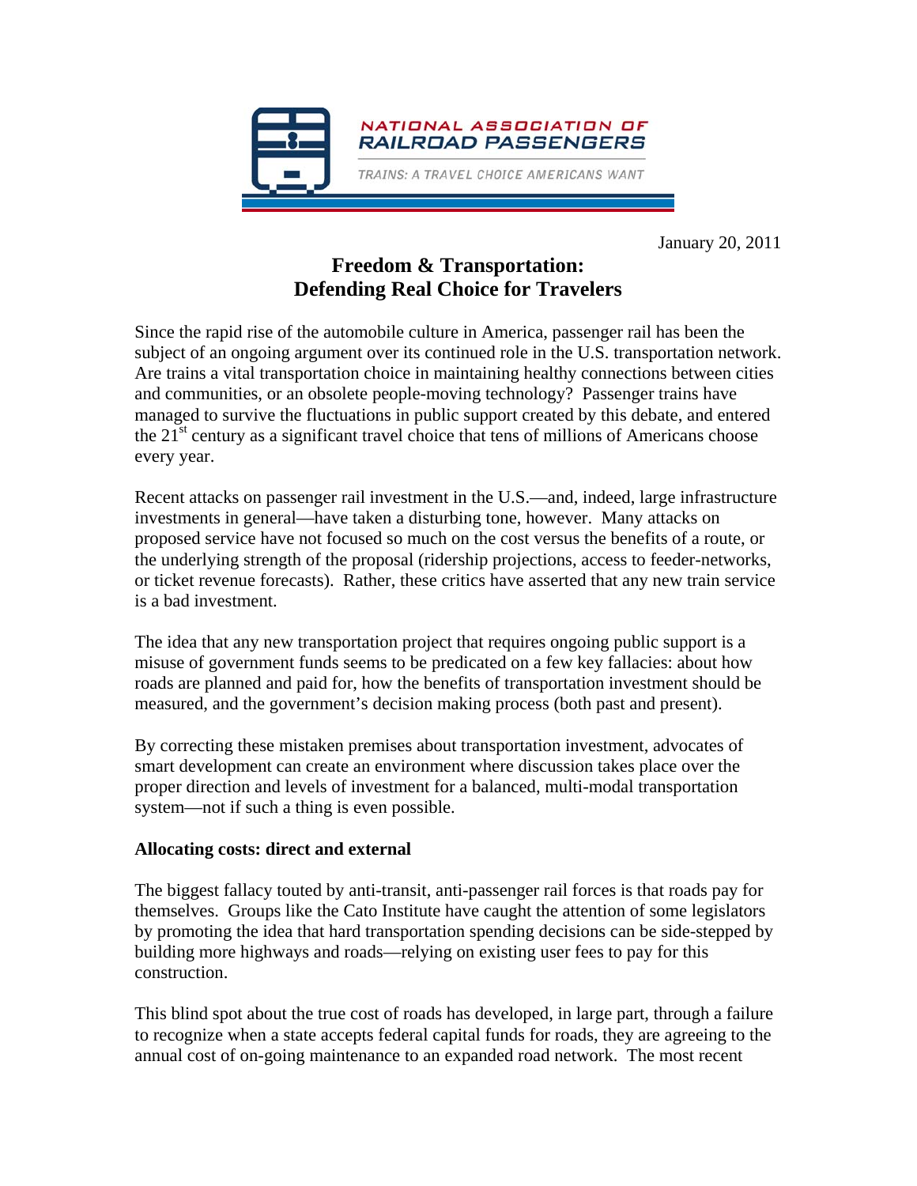NATIONAL ASSOCIATION OF RAILROAD PASSENGERS

TRAINS: A TRAVEL CHOICE AMERICANS WANT

January 20, 2011

# Freedom & Transportation: Defending Real Choice for Travelers

Since the rapid rise of the automobile culture in America, passenger rail has been the subject of an ongoing argument over its continued role in the U.S. transportation network. Are trains a vital transportation choice in maintaining healthy connections between cities and communities, or an obsolete people-moving technology? Passenger trains have managed to survive the fluctuations in public support created by this debate, and entered the 21st century as a significant travel choice that tens of millions of Americans choose every year.

Recent attacks on passenger rail investment in the U.S.—and, indeed, large infrastructure investments in general—have taken a disturbing tone, however. Many attacks on proposed service have not focused so much on the cost versus the benefits of a route, or the underlying strength of the proposal (ridership projections, access to feeder-networks, or ticket revenue forecasts). Rather, these critics have asserted that any new train service is a bad investment.

The idea that any new transportation project that requires ongoing public support is a misuse of government funds seems to be predicated on a few key fallacies: about how roads are planned and paid for, how the benefits of transportation investment should be measured, and the government's decision making process (both past and present).

By correcting these mistaken premises about transportation investment, advocates of smart development can create an environment where discussion takes place over the proper direction and levels of investment for a balanced, multi-modal transportation system—not if such a thing is even possible.

**Allocating costs: direct and external**

The biggest fallacy touted by anti-transit, anti-passenger rail forces is that roads pay for themselves. Groups like the Cato Institute have caught the attention of some legislators by promoting the idea that hard transportation spending decisions can be side-stepped by building more highways and roads—relying on existing user fees to pay for this construction.

This blind spot about the true cost of roads has developed, in large part, through a failure to recognize when a state accepts federal capital funds for roads, they are agreeing to the annual cost of on-going maintenance to an expanded road network. The most recent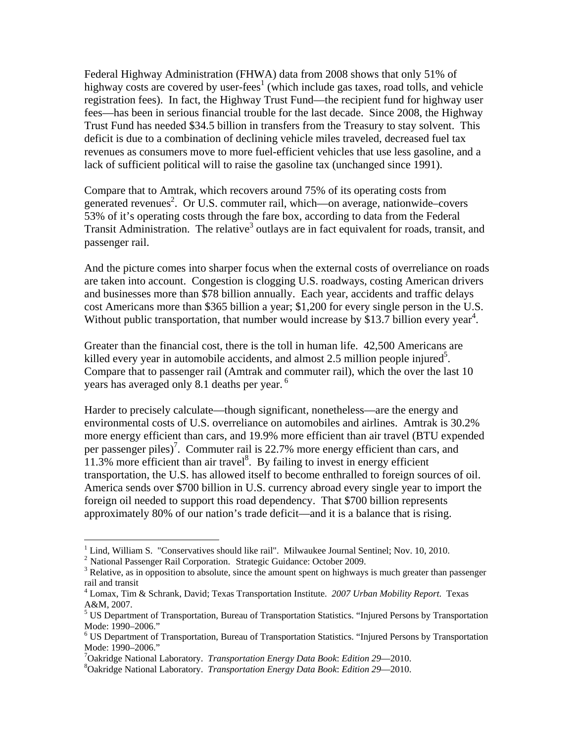Federal Highway Administration (FHWA) data from 2008 shows that only 51% of highway costs are covered by user-fees[1] (which include gas taxes, road tolls, and vehicle registration fees). In fact, the Highway Trust Fund—the recipient fund for highway user fees—has been in serious financial trouble for the last decade. Since 2008, the Highway Trust Fund has needed $34.5 billion in transfers from the Treasury to stay solvent. This deficit is due to a combination of declining vehicle miles traveled, decreased fuel tax revenues as consumers move to more fuel-efficient vehicles that use less gasoline, and a lack of sufficient political will to raise the gasoline tax (unchanged since 1991).

Compare that to Amtrak, which recovers around 75% of its operating costs from generated revenues[2]. Or U.S. commuter rail, which—on average, nationwide–covers 53% of it's operating costs through the fare box, according to data from the Federal Transit Administration. The relative[3] outlays are in fact equivalent for roads, transit, and passenger rail.

And the picture comes into sharper focus when the external costs of overreliance on roads are taken into account. Congestion is clogging U.S. roadways, costing American drivers and businesses more than $78 billion annually. Each year, accidents and traffic delays cost Americans more than $365 billion a year; $1,200 for every single person in the U.S. Without public transportation, that number would increase by $13.7 billion every year[4].

Greater than the financial cost, there is the toll in human life. 42,500 Americans are killed every year in automobile accidents, and almost 2.5 million people injured[5]. Compare that to passenger rail (Amtrak and commuter rail), which the over the last 10 years has averaged only 8.1 deaths per year.[6]

Harder to precisely calculate—though significant, nonetheless—are the energy and environmental costs of U.S. overreliance on automobiles and airlines. Amtrak is 30.2% more energy efficient than cars, and 19.9% more efficient than air travel (BTU expended per passenger piles)[7]. Commuter rail is 22.7% more energy efficient than cars, and 11.3% more efficient than air travel[8]. By failing to invest in energy efficient transportation, the U.S. has allowed itself to become enthralled to foreign sources of oil. America sends over $700 billion in U.S. currency abroad every single year to import the foreign oil needed to support this road dependency. That $700 billion represents approximately 80% of our nation's trade deficit—and it is a balance that is rising.

---

[1] Lind, William S. "Conservatives should like rail". Milwaukee Journal Sentinel; Nov. 10, 2010.

[2] National Passenger Rail Corporation. Strategic Guidance: October 2009.

[3] Relative, as in opposition to absolute, since the amount spent on highways is much greater than passenger rail and transit

[4] Lomax, Tim & Schrank, David; Texas Transportation Institute. *2007 Urban Mobility Report*. Texas A&M, 2007.

[5] US Department of Transportation, Bureau of Transportation Statistics. "Injured Persons by Transportation Mode: 1990–2006."

[6] US Department of Transportation, Bureau of Transportation Statistics. "Injured Persons by Transportation Mode: 1990–2006."

[7] Oakridge National Laboratory. *Transportation Energy Data Book*: *Edition 29*—2010.

[8] Oakridge National Laboratory. *Transportation Energy Data Book*: *Edition 29*—2010.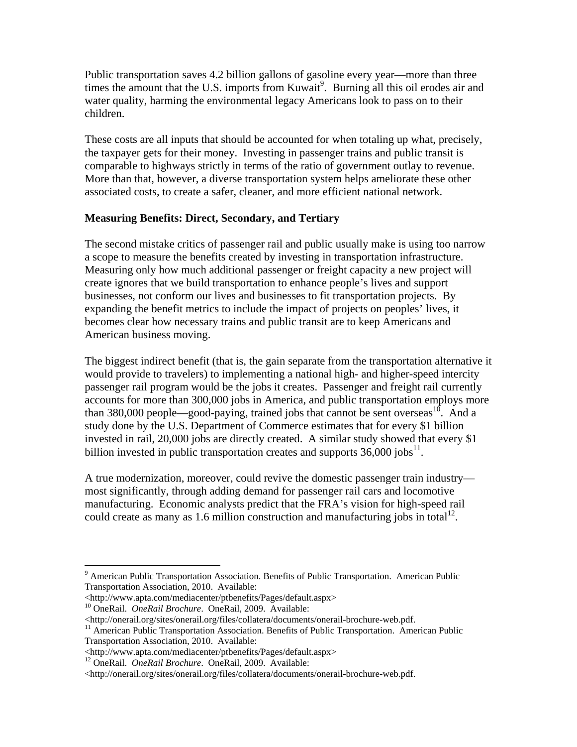Public transportation saves 4.2 billion gallons of gasoline every year—more than three times the amount that the U.S. imports from Kuwait[9]. Burning all this oil erodes air and water quality, harming the environmental legacy Americans look to pass on to their children.

These costs are all inputs that should be accounted for when totaling up what, precisely, the taxpayer gets for their money. Investing in passenger trains and public transit is comparable to highways strictly in terms of the ratio of government outlay to revenue. More than that, however, a diverse transportation system helps ameliorate these other associated costs, to create a safer, cleaner, and more efficient national network.

**Measuring Benefits: Direct, Secondary, and Tertiary**

The second mistake critics of passenger rail and public usually make is using too narrow a scope to measure the benefits created by investing in transportation infrastructure. Measuring only how much additional passenger or freight capacity a new project will create ignores that we build transportation to enhance people's lives and support businesses, not conform our lives and businesses to fit transportation projects. By expanding the benefit metrics to include the impact of projects on peoples' lives, it becomes clear how necessary trains and public transit are to keep Americans and American business moving.

The biggest indirect benefit (that is, the gain separate from the transportation alternative it would provide to travelers) to implementing a national high- and higher-speed intercity passenger rail program would be the jobs it creates. Passenger and freight rail currently accounts for more than 300,000 jobs in America, and public transportation employs more than 380,000 people—good-paying, trained jobs that cannot be sent overseas[10]. And a study done by the U.S. Department of Commerce estimates that for every $1 billion invested in rail, 20,000 jobs are directly created. A similar study showed that every $1 billion invested in public transportation creates and supports 36,000 jobs[11].

A true modernization, moreover, could revive the domestic passenger train industry—most significantly, through adding demand for passenger rail cars and locomotive manufacturing. Economic analysts predict that the FRA's vision for high-speed rail could create as many as 1.6 million construction and manufacturing jobs in total[12].

---

[9] American Public Transportation Association. Benefits of Public Transportation. American Public Transportation Association, 2010. Available: <http://www.apta.com/mediacenter/ptbenefits/Pages/default.aspx>

[10] OneRail. *OneRail Brochure*. OneRail, 2009. Available: <http://onerail.org/sites/onerail.org/files/collatera/documents/onerail-brochure-web.pdf.

[11] American Public Transportation Association. Benefits of Public Transportation. American Public Transportation Association, 2010. Available: <http://www.apta.com/mediacenter/ptbenefits/Pages/default.aspx>

[12] OneRail. *OneRail Brochure*. OneRail, 2009. Available: <http://onerail.org/sites/onerail.org/files/collatera/documents/onerail-brochure-web.pdf.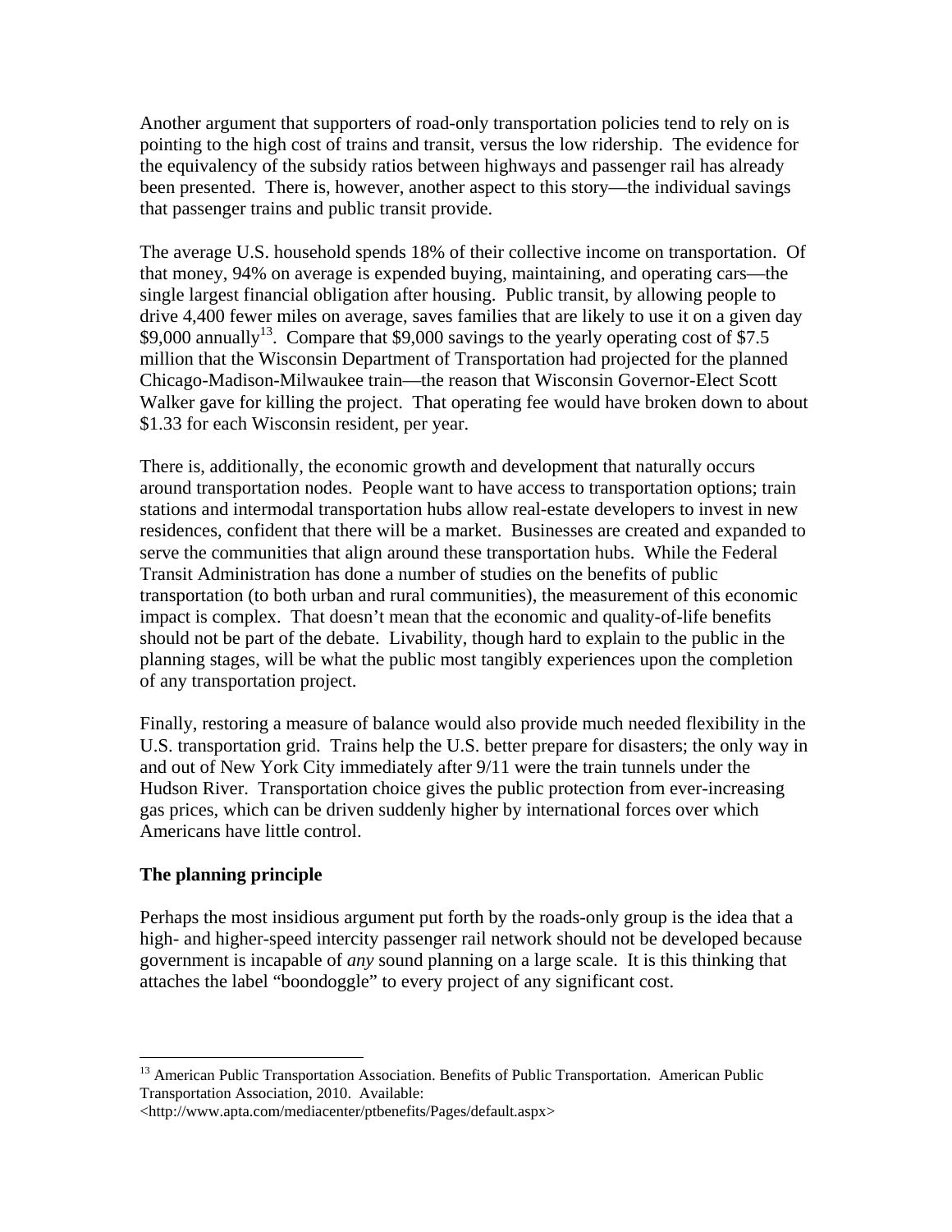Another argument that supporters of road-only transportation policies tend to rely on is pointing to the high cost of trains and transit, versus the low ridership. The evidence for the equivalency of the subsidy ratios between highways and passenger rail has already been presented. There is, however, another aspect to this story—the individual savings that passenger trains and public transit provide.

The average U.S. household spends 18% of their collective income on transportation. Of that money, 94% on average is expended buying, maintaining, and operating cars—the single largest financial obligation after housing. Public transit, by allowing people to drive 4,400 fewer miles on average, saves families that are likely to use it on a given day $9,000 annually[13]. Compare that $9,000 savings to the yearly operating cost of $7.5 million that the Wisconsin Department of Transportation had projected for the planned Chicago-Madison-Milwaukee train—the reason that Wisconsin Governor-Elect Scott Walker gave for killing the project. That operating fee would have broken down to about $1.33 for each Wisconsin resident, per year.

There is, additionally, the economic growth and development that naturally occurs around transportation nodes. People want to have access to transportation options; train stations and intermodal transportation hubs allow real-estate developers to invest in new residences, confident that there will be a market. Businesses are created and expanded to serve the communities that align around these transportation hubs. While the Federal Transit Administration has done a number of studies on the benefits of public transportation (to both urban and rural communities), the measurement of this economic impact is complex. That doesn't mean that the economic and quality-of-life benefits should not be part of the debate. Livability, though hard to explain to the public in the planning stages, will be what the public most tangibly experiences upon the completion of any transportation project.

Finally, restoring a measure of balance would also provide much needed flexibility in the U.S. transportation grid. Trains help the U.S. better prepare for disasters; the only way in and out of New York City immediately after 9/11 were the train tunnels under the Hudson River. Transportation choice gives the public protection from ever-increasing gas prices, which can be driven suddenly higher by international forces over which Americans have little control.

**The planning principle**

Perhaps the most insidious argument put forth by the roads-only group is the idea that a high- and higher-speed intercity passenger rail network should not be developed because government is incapable of *any* sound planning on a large scale. It is this thinking that attaches the label "boondoggle" to every project of any significant cost.

---

[13] American Public Transportation Association. Benefits of Public Transportation. American Public Transportation Association, 2010. Available: <http://www.apta.com/mediacenter/ptbenefits/Pages/default.aspx>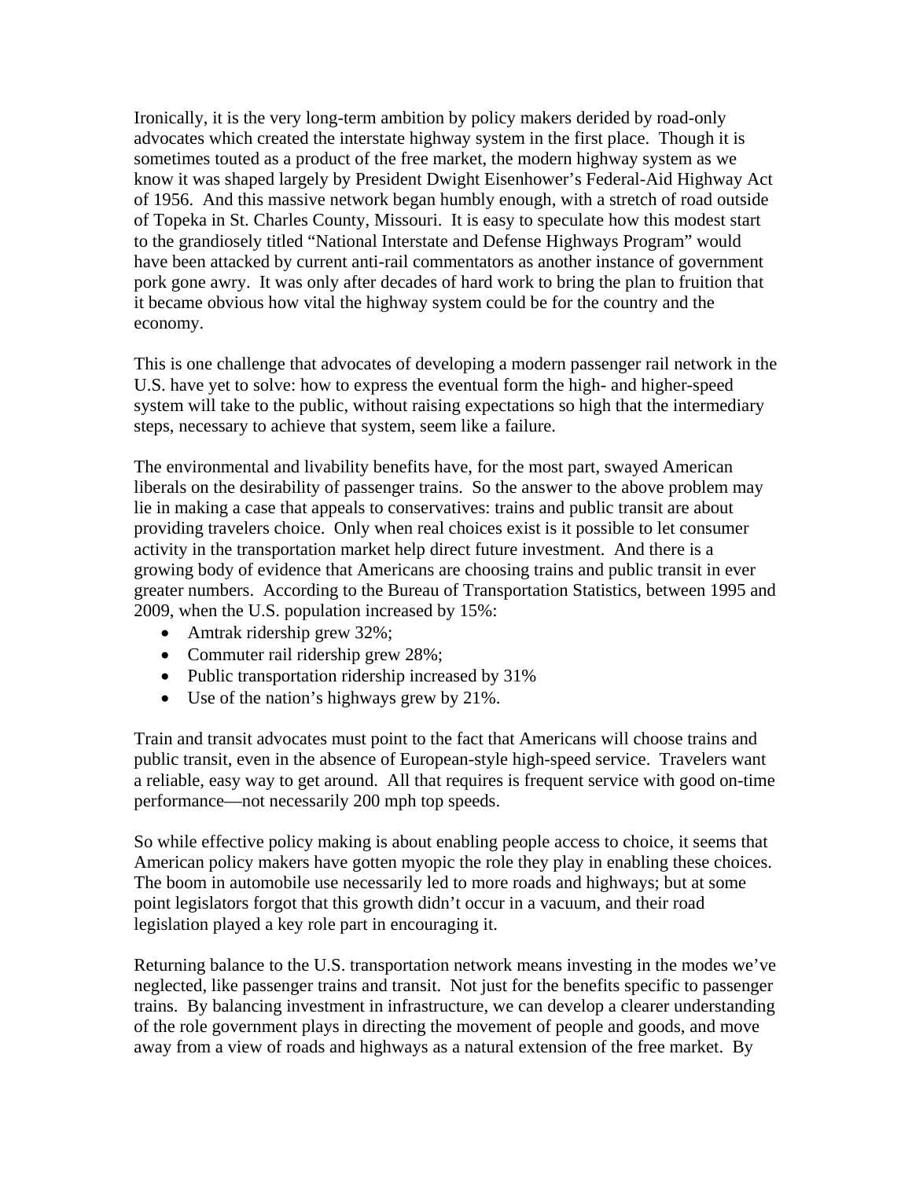Ironically, it is the very long-term ambition by policy makers derided by road-only advocates which created the interstate highway system in the first place. Though it is sometimes touted as a product of the free market, the modern highway system as we know it was shaped largely by President Dwight Eisenhower's Federal-Aid Highway Act of 1956. And this massive network began humbly enough, with a stretch of road outside of Topeka in St. Charles County, Missouri. It is easy to speculate how this modest start to the grandiosely titled "National Interstate and Defense Highways Program" would have been attacked by current anti-rail commentators as another instance of government pork gone awry. It was only after decades of hard work to bring the plan to fruition that it became obvious how vital the highway system could be for the country and the economy.

This is one challenge that advocates of developing a modern passenger rail network in the U.S. have yet to solve: how to express the eventual form the high- and higher-speed system will take to the public, without raising expectations so high that the intermediary steps, necessary to achieve that system, seem like a failure.

The environmental and livability benefits have, for the most part, swayed American liberals on the desirability of passenger trains. So the answer to the above problem may lie in making a case that appeals to conservatives: trains and public transit are about providing travelers choice. Only when real choices exist is it possible to let consumer activity in the transportation market help direct future investment. And there is a growing body of evidence that Americans are choosing trains and public transit in ever greater numbers. According to the Bureau of Transportation Statistics, between 1995 and 2009, when the U.S. population increased by 15%:

- Amtrak ridership grew 32%;
- Commuter rail ridership grew 28%;
- Public transportation ridership increased by 31%
- Use of the nation's highways grew by 21%.

Train and transit advocates must point to the fact that Americans will choose trains and public transit, even in the absence of European-style high-speed service. Travelers want a reliable, easy way to get around. All that requires is frequent service with good on-time performance—not necessarily 200 mph top speeds.

So while effective policy making is about enabling people access to choice, it seems that American policy makers have gotten myopic the role they play in enabling these choices. The boom in automobile use necessarily led to more roads and highways; but at some point legislators forgot that this growth didn't occur in a vacuum, and their road legislation played a key role part in encouraging it.

Returning balance to the U.S. transportation network means investing in the modes we've neglected, like passenger trains and transit. Not just for the benefits specific to passenger trains. By balancing investment in infrastructure, we can develop a clearer understanding of the role government plays in directing the movement of people and goods, and move away from a view of roads and highways as a natural extension of the free market. By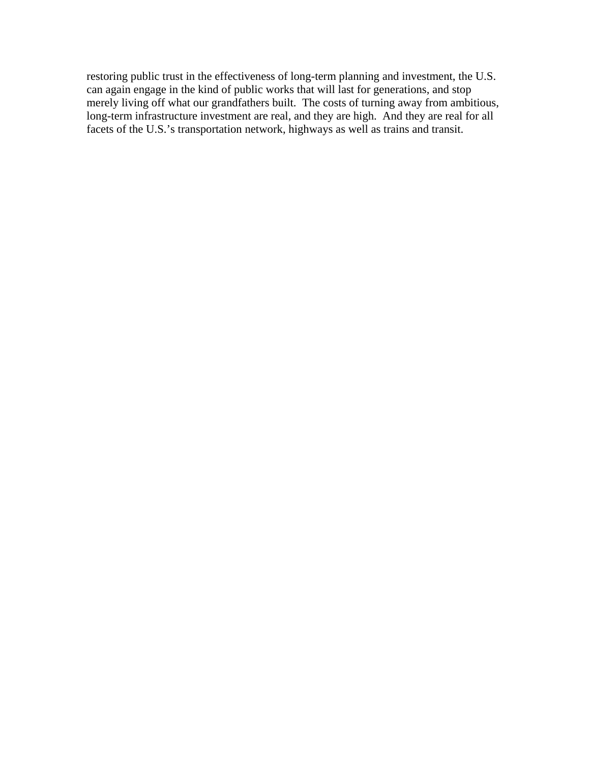restoring public trust in the effectiveness of long-term planning and investment, the U.S. can again engage in the kind of public works that will last for generations, and stop merely living off what our grandfathers built. The costs of turning away from ambitious, long-term infrastructure investment are real, and they are high. And they are real for all facets of the U.S.'s transportation network, highways as well as trains and transit.